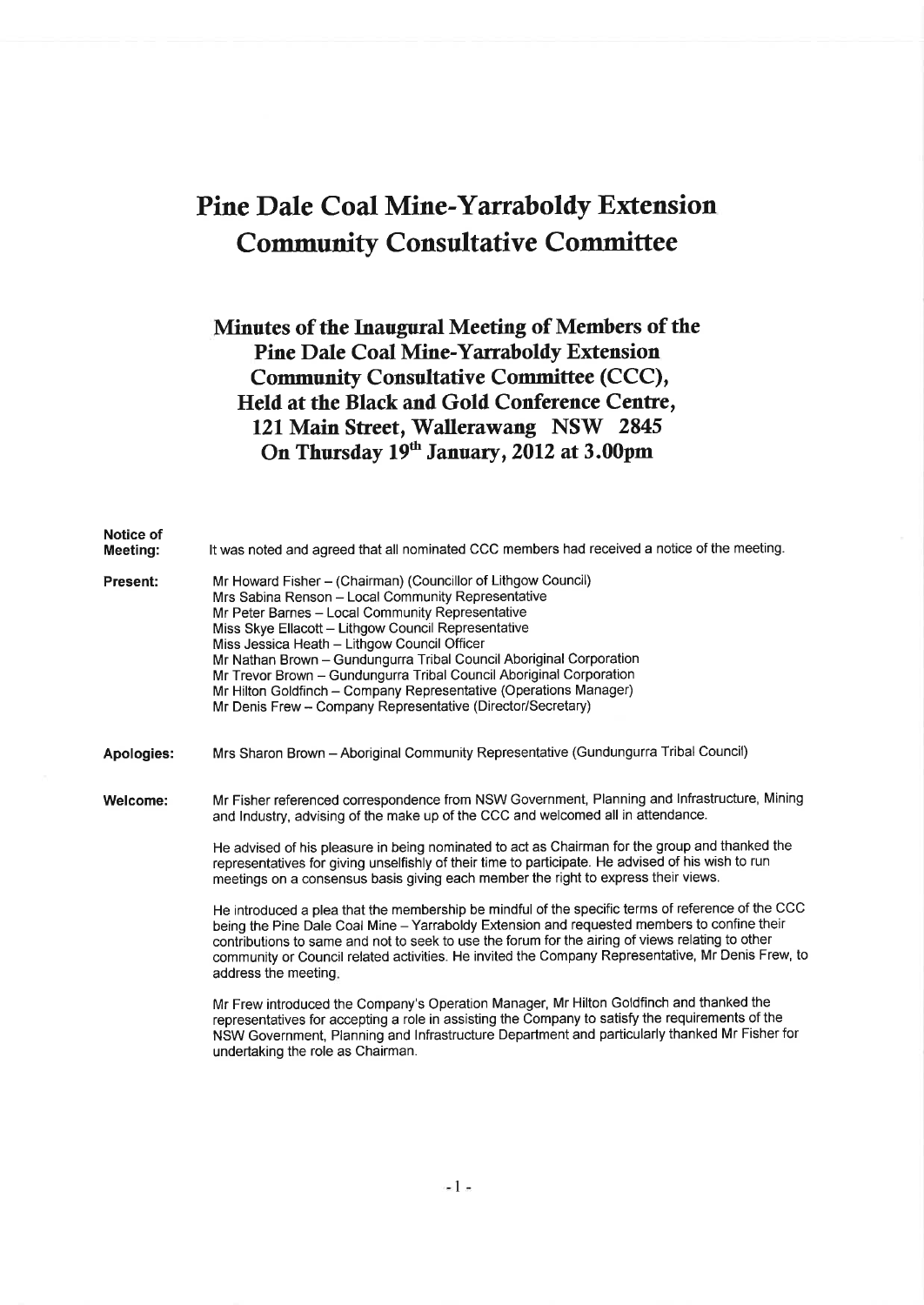# Pine Dale Coal Mine-Yarraboldy Extension Community Consultative Committee

## Minutes of the Inaugural Meeting of Members of the Pine Dale Coal Mine-Yarraboldy Extension Community Consultative Committee (CCC), Held at the Black and Gold Conference Centre, 121 Main Street, Wallerawang NSW 2845 On Thursday 19th January, 2012 at 3.00pm

**Notice of Meeting:** It was noted and agreed that all nominated CCC members had received a notice of the meeting.

**Present:**
Mr Howard Fisher – (Chairman) (Councillor of Lithgow Council)
Mrs Sabina Renson – Local Community Representative
Mr Peter Barnes – Local Community Representative
Miss Skye Ellacott – Lithgow Council Representative
Miss Jessica Heath – Lithgow Council Officer
Mr Nathan Brown – Gundungurra Tribal Council Aboriginal Corporation
Mr Trevor Brown – Gundungurra Tribal Council Aboriginal Corporation
Mr Hilton Goldfinch – Company Representative (Operations Manager)
Mr Denis Frew – Company Representative (Director/Secretary)

**Apologies:** Mrs Sharon Brown – Aboriginal Community Representative (Gundungurra Tribal Council)

**Welcome:** Mr Fisher referenced correspondence from NSW Government, Planning and Infrastructure, Mining and Industry, advising of the make up of the CCC and welcomed all in attendance.

He advised of his pleasure in being nominated to act as Chairman for the group and thanked the representatives for giving unselfishly of their time to participate. He advised of his wish to run meetings on a consensus basis giving each member the right to express their views.

He introduced a plea that the membership be mindful of the specific terms of reference of the CCC being the Pine Dale Coal Mine – Yarraboldy Extension and requested members to confine their contributions to same and not to seek to use the forum for the airing of views relating to other community or Council related activities. He invited the Company Representative, Mr Denis Frew, to address the meeting.

Mr Frew introduced the Company's Operation Manager, Mr Hilton Goldfinch and thanked the representatives for accepting a role in assisting the Company to satisfy the requirements of the NSW Government, Planning and Infrastructure Department and particularly thanked Mr Fisher for undertaking the role as Chairman.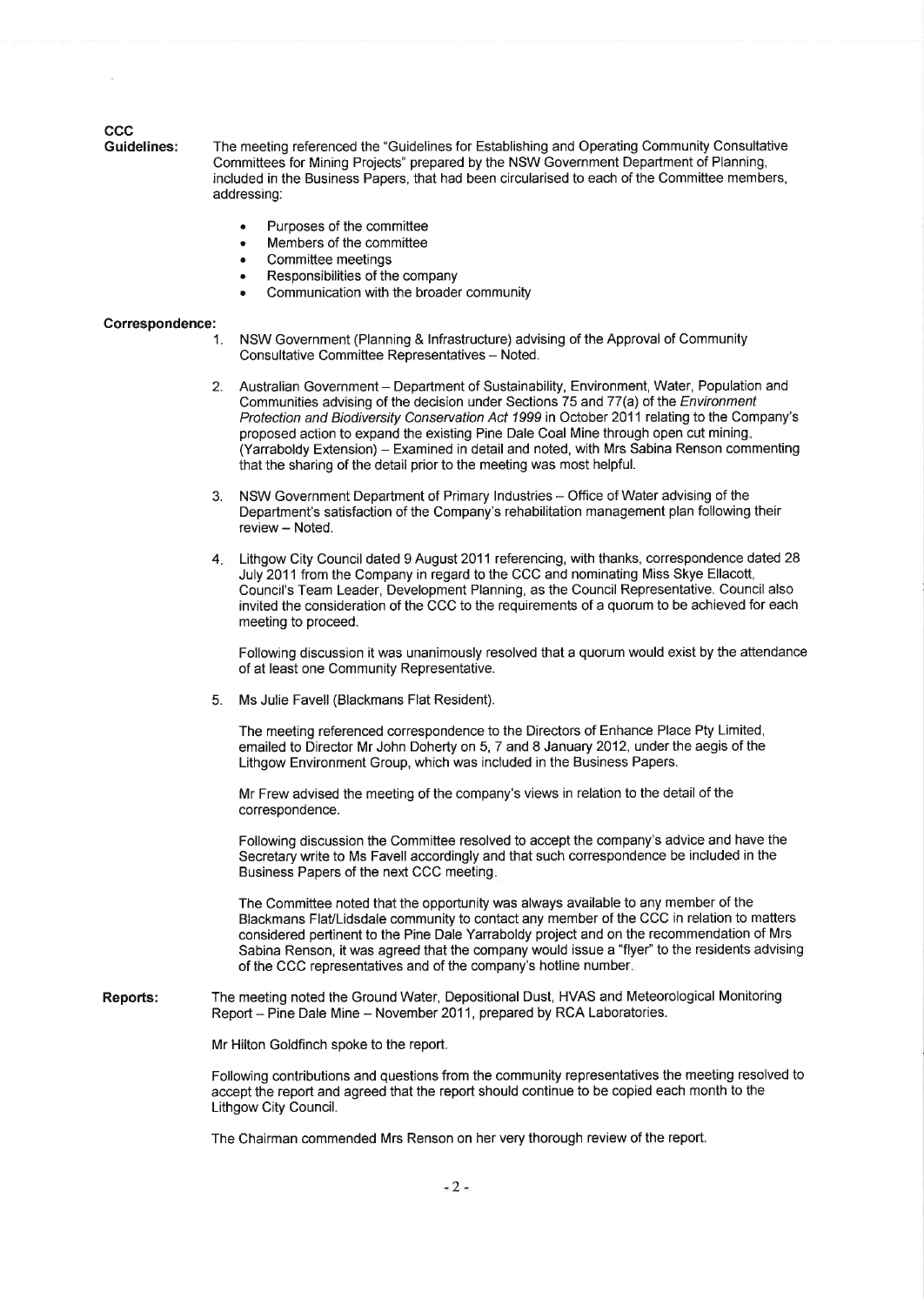**CCC Guidelines:** The meeting referenced the "Guidelines for Establishing and Operating Community Consultative Committees for Mining Projects" prepared by the NSW Government Department of Planning, included in the Business Papers, that had been circularised to each of the Committee members, addressing:

- Purposes of the committee
- Members of the committee
- Committee meetings
- Responsibilities of the company
- Communication with the broader community

**Correspondence:**

1. NSW Government (Planning & Infrastructure) advising of the Approval of Community Consultative Committee Representatives – Noted.

2. Australian Government – Department of Sustainability, Environment, Water, Population and Communities advising of the decision under Sections 75 and 77(a) of the *Environment Protection and Biodiversity Conservation Act 1999* in October 2011 relating to the Company's proposed action to expand the existing Pine Dale Coal Mine through open cut mining, (Yarraboldy Extension) – Examined in detail and noted, with Mrs Sabina Renson commenting that the sharing of the detail prior to the meeting was most helpful.

3. NSW Government Department of Primary Industries – Office of Water advising of the Department's satisfaction of the Company's rehabilitation management plan following their review – Noted.

4. Lithgow City Council dated 9 August 2011 referencing, with thanks, correspondence dated 28 July 2011 from the Company in regard to the CCC and nominating Miss Skye Ellacott, Council's Team Leader, Development Planning, as the Council Representative. Council also invited the consideration of the CCC to the requirements of a quorum to be achieved for each meeting to proceed.

   Following discussion it was unanimously resolved that a quorum would exist by the attendance of at least one Community Representative.

5. Ms Julie Favell (Blackmans Flat Resident).

   The meeting referenced correspondence to the Directors of Enhance Place Pty Limited, emailed to Director Mr John Doherty on 5, 7 and 8 January 2012, under the aegis of the Lithgow Environment Group, which was included in the Business Papers.

   Mr Frew advised the meeting of the company's views in relation to the detail of the correspondence.

   Following discussion the Committee resolved to accept the company's advice and have the Secretary write to Ms Favell accordingly and that such correspondence be included in the Business Papers of the next CCC meeting.

   The Committee noted that the opportunity was always available to any member of the Blackmans Flat/Lidsdale community to contact any member of the CCC in relation to matters considered pertinent to the Pine Dale Yarraboldy project and on the recommendation of Mrs Sabina Renson, it was agreed that the company would issue a "flyer" to the residents advising of the CCC representatives and of the company's hotline number.

**Reports:** The meeting noted the Ground Water, Depositional Dust, HVAS and Meteorological Monitoring Report – Pine Dale Mine – November 2011, prepared by RCA Laboratories.

Mr Hilton Goldfinch spoke to the report.

Following contributions and questions from the community representatives the meeting resolved to accept the report and agreed that the report should continue to be copied each month to the Lithgow City Council.

The Chairman commended Mrs Renson on her very thorough review of the report.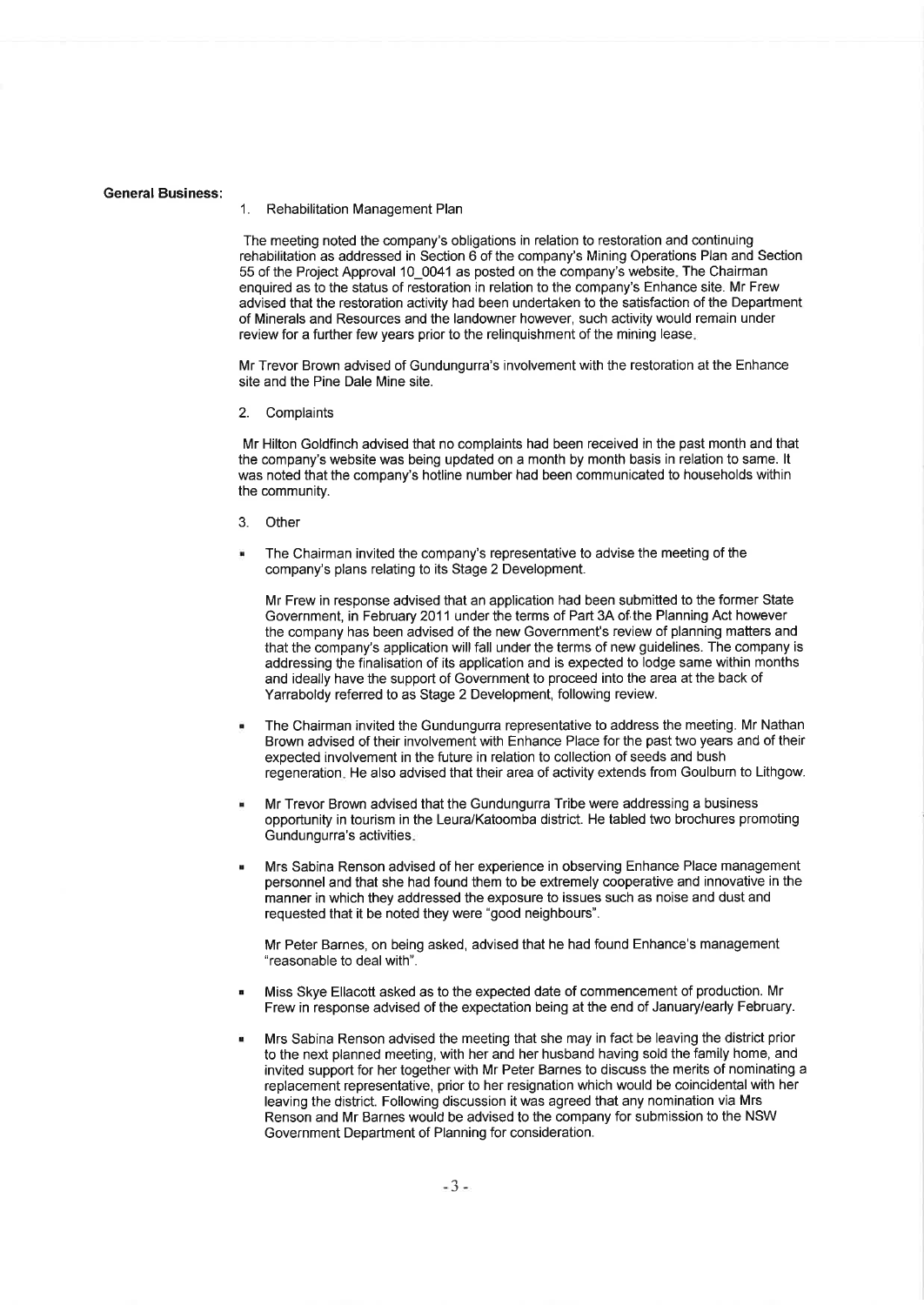**General Business:**

1. Rehabilitation Management Plan

The meeting noted the company's obligations in relation to restoration and continuing rehabilitation as addressed in Section 6 of the company's Mining Operations Plan and Section 55 of the Project Approval 10_0041 as posted on the company's website. The Chairman enquired as to the status of restoration in relation to the company's Enhance site. Mr Frew advised that the restoration activity had been undertaken to the satisfaction of the Department of Minerals and Resources and the landowner however, such activity would remain under review for a further few years prior to the relinquishment of the mining lease.

Mr Trevor Brown advised of Gundungurra's involvement with the restoration at the Enhance site and the Pine Dale Mine site.

2. Complaints

Mr Hilton Goldfinch advised that no complaints had been received in the past month and that the company's website was being updated on a month by month basis in relation to same. It was noted that the company's hotline number had been communicated to households within the community.

3. Other

- The Chairman invited the company's representative to advise the meeting of the company's plans relating to its Stage 2 Development.

  Mr Frew in response advised that an application had been submitted to the former State Government, in February 2011 under the terms of Part 3A of the Planning Act however the company has been advised of the new Government's review of planning matters and that the company's application will fall under the terms of new guidelines. The company is addressing the finalisation of its application and is expected to lodge same within months and ideally have the support of Government to proceed into the area at the back of Yarraboldy referred to as Stage 2 Development, following review.

- The Chairman invited the Gundungurra representative to address the meeting. Mr Nathan Brown advised of their involvement with Enhance Place for the past two years and of their expected involvement in the future in relation to collection of seeds and bush regeneration. He also advised that their area of activity extends from Goulburn to Lithgow.

- Mr Trevor Brown advised that the Gundungurra Tribe were addressing a business opportunity in tourism in the Leura/Katoomba district. He tabled two brochures promoting Gundungurra's activities.

- Mrs Sabina Renson advised of her experience in observing Enhance Place management personnel and that she had found them to be extremely cooperative and innovative in the manner in which they addressed the exposure to issues such as noise and dust and requested that it be noted they were "good neighbours".

  Mr Peter Barnes, on being asked, advised that he had found Enhance's management "reasonable to deal with".

- Miss Skye Ellacott asked as to the expected date of commencement of production. Mr Frew in response advised of the expectation being at the end of January/early February.

- Mrs Sabina Renson advised the meeting that she may in fact be leaving the district prior to the next planned meeting, with her and her husband having sold the family home, and invited support for her together with Mr Peter Barnes to discuss the merits of nominating a replacement representative, prior to her resignation which would be coincidental with her leaving the district. Following discussion it was agreed that any nomination via Mrs Renson and Mr Barnes would be advised to the company for submission to the NSW Government Department of Planning for consideration.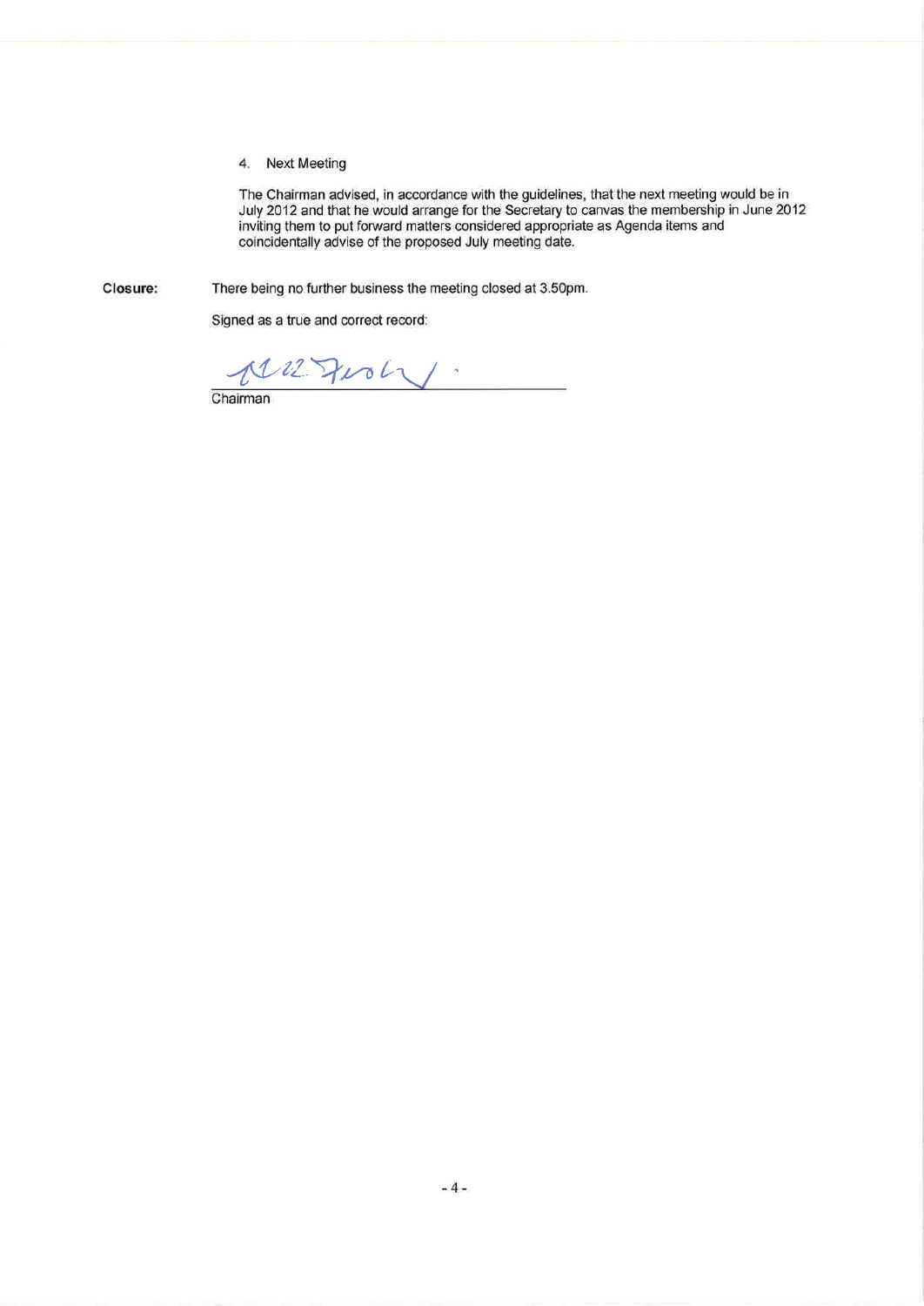4. Next Meeting

The Chairman advised, in accordance with the guidelines, that the next meeting would be in July 2012 and that he would arrange for the Secretary to canvas the membership in June 2012 inviting them to put forward matters considered appropriate as Agenda items and coincidentally advise of the proposed July meeting date.

**Closure:** There being no further business the meeting closed at 3.50pm.

Signed as a true and correct record:

\_\_\_\_\_\_\_\_\_\_\_\_\_\_\_\_\_\_\_\_\_\_\_\_\_\_\_\_\_\_

Chairman